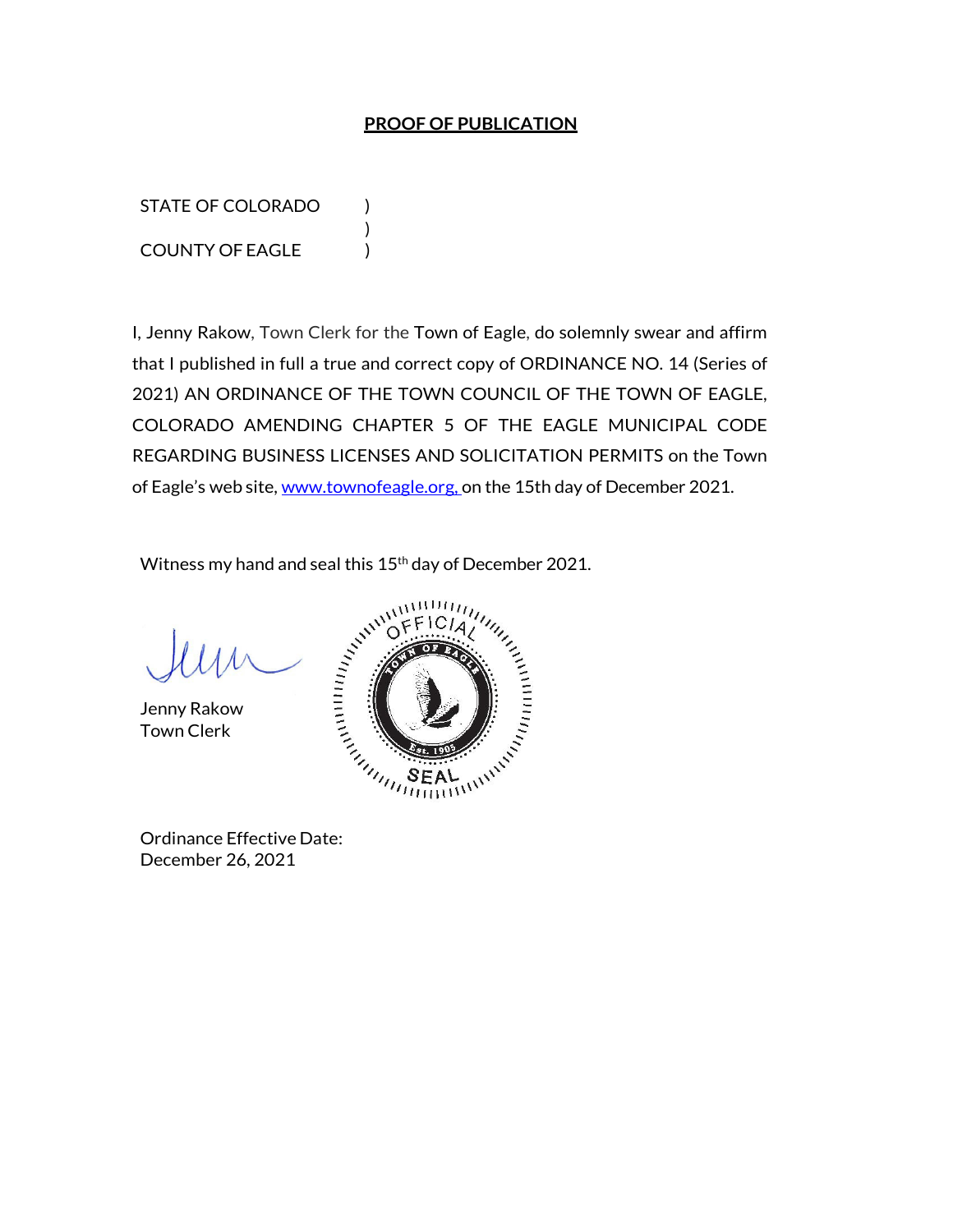# PROOF OF PUBLICATION

STATE OF COLORADO )
)
COUNTY OF EAGLE )

I, Jenny Rakow, Town Clerk for the Town of Eagle, do solemnly swear and affirm that I published in full a true and correct copy of ORDINANCE NO. 14 (Series of 2021) AN ORDINANCE OF THE TOWN COUNCIL OF THE TOWN OF EAGLE, COLORADO AMENDING CHAPTER 5 OF THE EAGLE MUNICIPAL CODE REGARDING BUSINESS LICENSES AND SOLICITATION PERMITS on the Town of Eagle's web site, www.townofeagle.org, on the 15th day of December 2021.

Witness my hand and seal this 15th day of December 2021.

Jenny Rakow
Town Clerk

OFFICIAL
TOWN OF EAGLE
Est. 1905
SEAL

Ordinance Effective Date:
December 26, 2021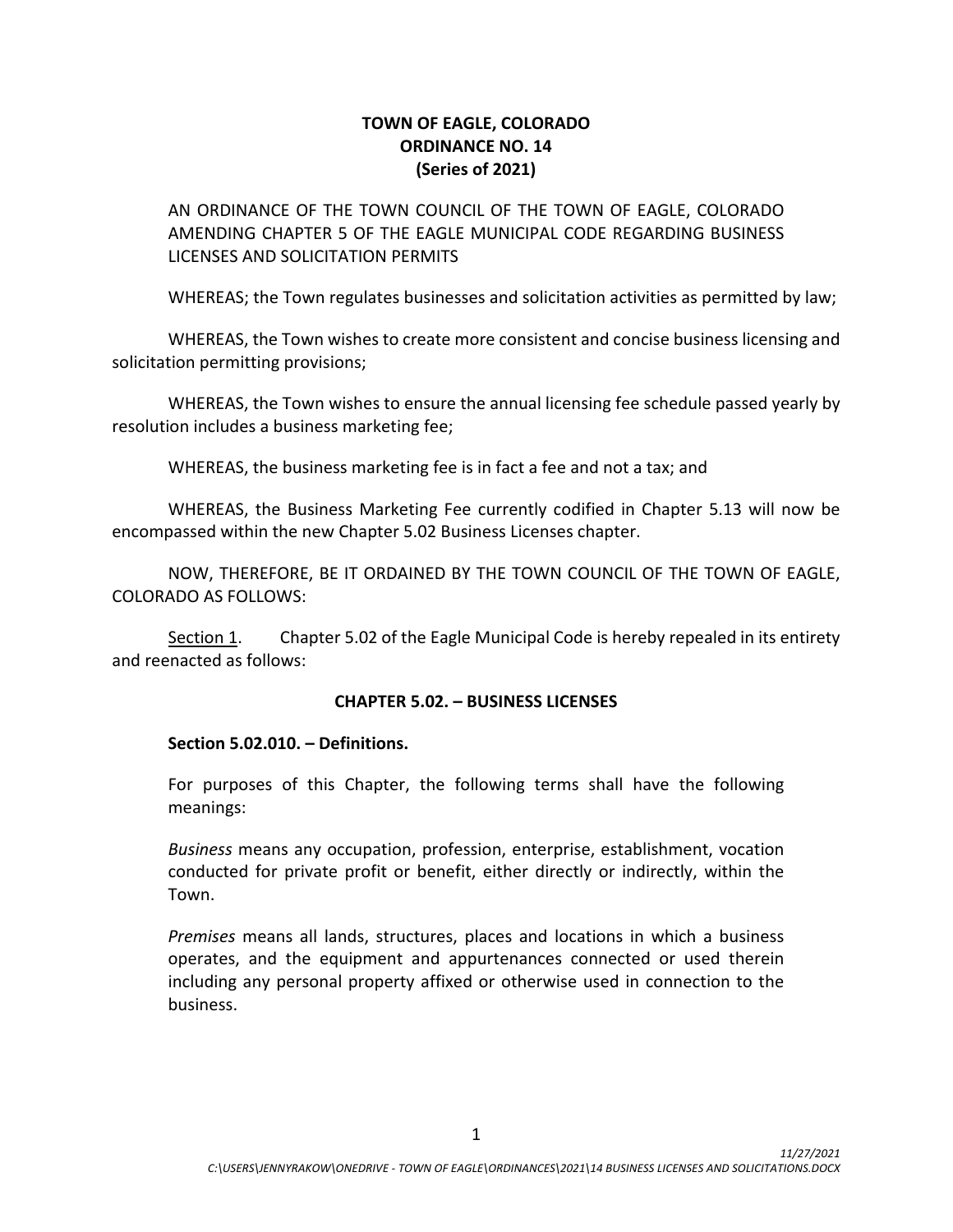**TOWN OF EAGLE, COLORADO**
**ORDINANCE NO. 14**
**(Series of 2021)**

AN ORDINANCE OF THE TOWN COUNCIL OF THE TOWN OF EAGLE, COLORADO AMENDING CHAPTER 5 OF THE EAGLE MUNICIPAL CODE REGARDING BUSINESS LICENSES AND SOLICITATION PERMITS

WHEREAS; the Town regulates businesses and solicitation activities as permitted by law;

WHEREAS, the Town wishes to create more consistent and concise business licensing and solicitation permitting provisions;

WHEREAS, the Town wishes to ensure the annual licensing fee schedule passed yearly by resolution includes a business marketing fee;

WHEREAS, the business marketing fee is in fact a fee and not a tax; and

WHEREAS, the Business Marketing Fee currently codified in Chapter 5.13 will now be encompassed within the new Chapter 5.02 Business Licenses chapter.

NOW, THEREFORE, BE IT ORDAINED BY THE TOWN COUNCIL OF THE TOWN OF EAGLE, COLORADO AS FOLLOWS:

Section 1. Chapter 5.02 of the Eagle Municipal Code is hereby repealed in its entirety and reenacted as follows:

**CHAPTER 5.02. – BUSINESS LICENSES**

**Section 5.02.010. – Definitions.**

For purposes of this Chapter, the following terms shall have the following meanings:

*Business* means any occupation, profession, enterprise, establishment, vocation conducted for private profit or benefit, either directly or indirectly, within the Town.

*Premises* means all lands, structures, places and locations in which a business operates, and the equipment and appurtenances connected or used therein including any personal property affixed or otherwise used in connection to the business.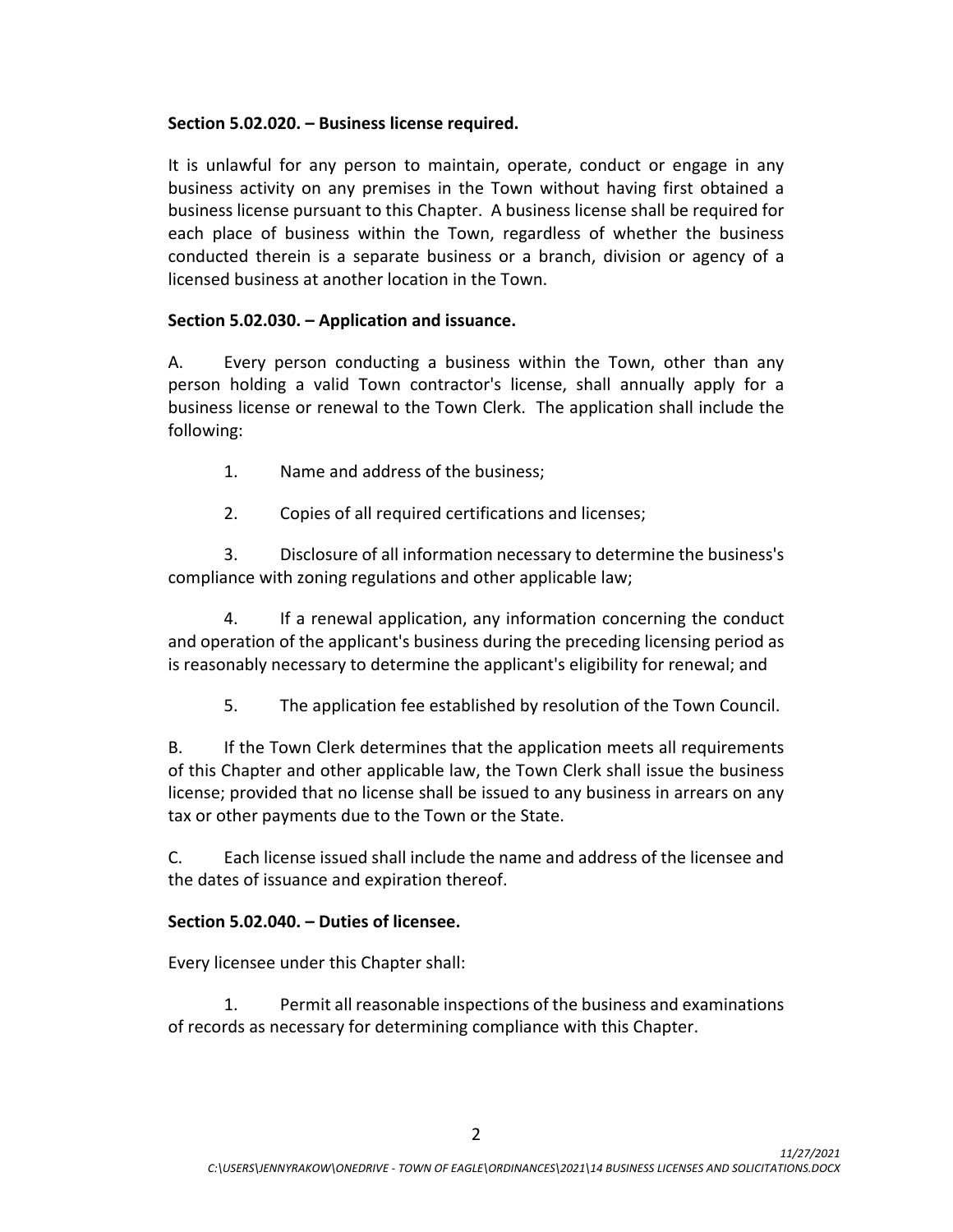**Section 5.02.020. – Business license required.**

It is unlawful for any person to maintain, operate, conduct or engage in any business activity on any premises in the Town without having first obtained a business license pursuant to this Chapter. A business license shall be required for each place of business within the Town, regardless of whether the business conducted therein is a separate business or a branch, division or agency of a licensed business at another location in the Town.

**Section 5.02.030. – Application and issuance.**

A. Every person conducting a business within the Town, other than any person holding a valid Town contractor's license, shall annually apply for a business license or renewal to the Town Clerk. The application shall include the following:

1. Name and address of the business;

2. Copies of all required certifications and licenses;

3. Disclosure of all information necessary to determine the business's compliance with zoning regulations and other applicable law;

4. If a renewal application, any information concerning the conduct and operation of the applicant's business during the preceding licensing period as is reasonably necessary to determine the applicant's eligibility for renewal; and

5. The application fee established by resolution of the Town Council.

B. If the Town Clerk determines that the application meets all requirements of this Chapter and other applicable law, the Town Clerk shall issue the business license; provided that no license shall be issued to any business in arrears on any tax or other payments due to the Town or the State.

C. Each license issued shall include the name and address of the licensee and the dates of issuance and expiration thereof.

**Section 5.02.040. – Duties of licensee.**

Every licensee under this Chapter shall:

1. Permit all reasonable inspections of the business and examinations of records as necessary for determining compliance with this Chapter.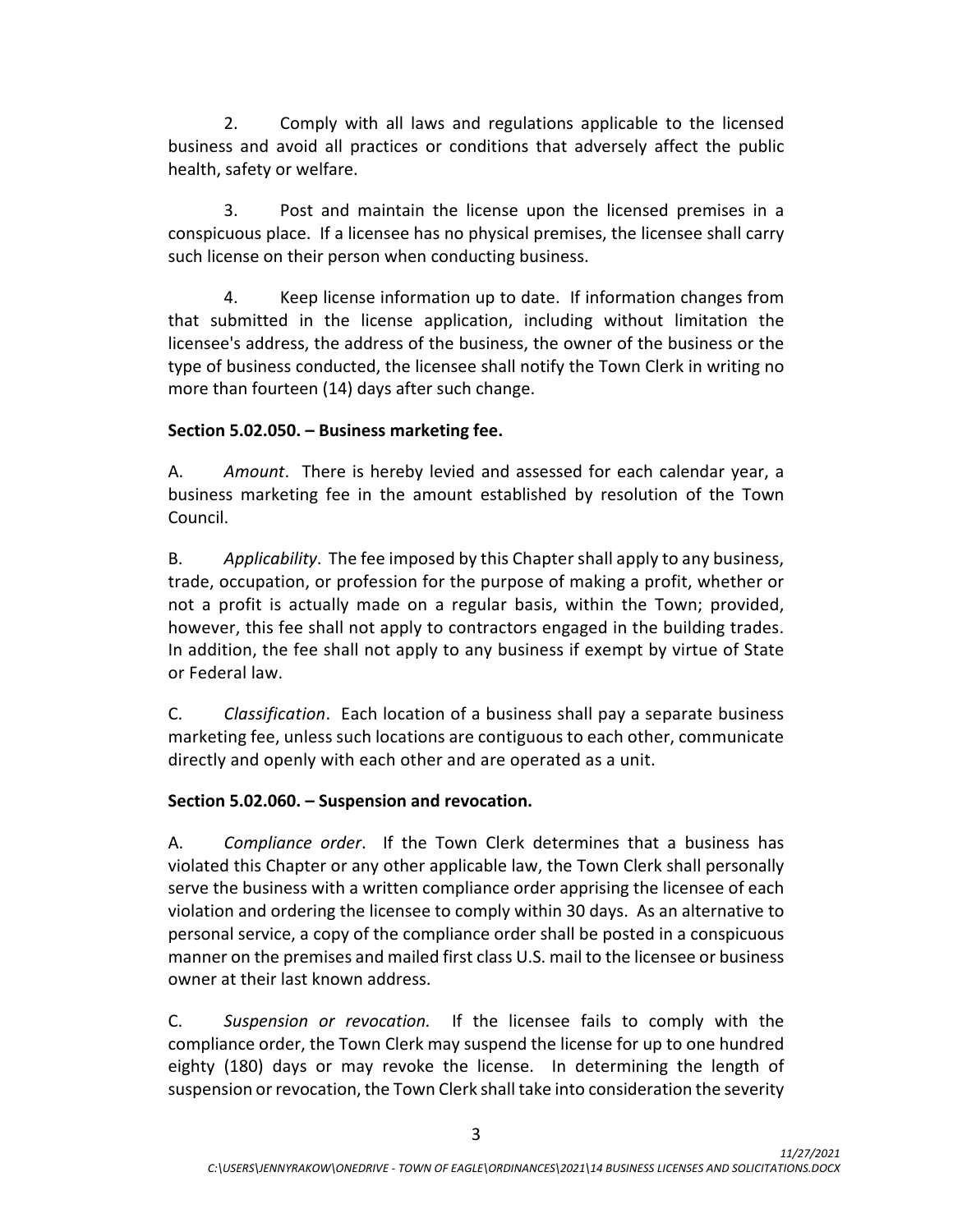2. Comply with all laws and regulations applicable to the licensed business and avoid all practices or conditions that adversely affect the public health, safety or welfare.

3. Post and maintain the license upon the licensed premises in a conspicuous place. If a licensee has no physical premises, the licensee shall carry such license on their person when conducting business.

4. Keep license information up to date. If information changes from that submitted in the license application, including without limitation the licensee's address, the address of the business, the owner of the business or the type of business conducted, the licensee shall notify the Town Clerk in writing no more than fourteen (14) days after such change.

**Section 5.02.050. – Business marketing fee.**

A. *Amount*. There is hereby levied and assessed for each calendar year, a business marketing fee in the amount established by resolution of the Town Council.

B. *Applicability*. The fee imposed by this Chapter shall apply to any business, trade, occupation, or profession for the purpose of making a profit, whether or not a profit is actually made on a regular basis, within the Town; provided, however, this fee shall not apply to contractors engaged in the building trades. In addition, the fee shall not apply to any business if exempt by virtue of State or Federal law.

C. *Classification*. Each location of a business shall pay a separate business marketing fee, unless such locations are contiguous to each other, communicate directly and openly with each other and are operated as a unit.

**Section 5.02.060. – Suspension and revocation.**

A. *Compliance order*. If the Town Clerk determines that a business has violated this Chapter or any other applicable law, the Town Clerk shall personally serve the business with a written compliance order apprising the licensee of each violation and ordering the licensee to comply within 30 days. As an alternative to personal service, a copy of the compliance order shall be posted in a conspicuous manner on the premises and mailed first class U.S. mail to the licensee or business owner at their last known address.

C. *Suspension or revocation.* If the licensee fails to comply with the compliance order, the Town Clerk may suspend the license for up to one hundred eighty (180) days or may revoke the license. In determining the length of suspension or revocation, the Town Clerk shall take into consideration the severity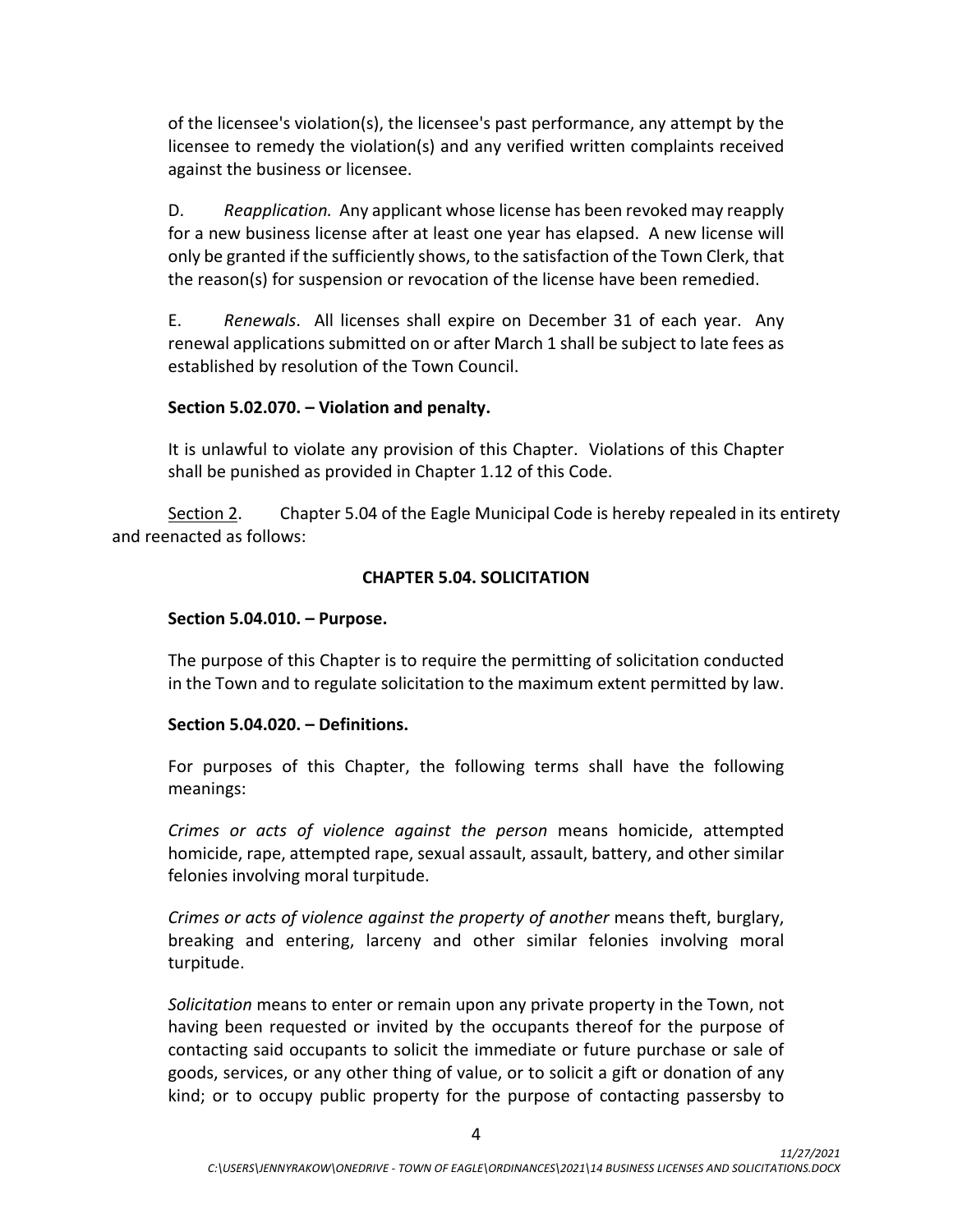of the licensee's violation(s), the licensee's past performance, any attempt by the licensee to remedy the violation(s) and any verified written complaints received against the business or licensee.

D. *Reapplication.* Any applicant whose license has been revoked may reapply for a new business license after at least one year has elapsed. A new license will only be granted if the sufficiently shows, to the satisfaction of the Town Clerk, that the reason(s) for suspension or revocation of the license have been remedied.

E. *Renewals*. All licenses shall expire on December 31 of each year. Any renewal applications submitted on or after March 1 shall be subject to late fees as established by resolution of the Town Council.

**Section 5.02.070. – Violation and penalty.**

It is unlawful to violate any provision of this Chapter. Violations of this Chapter shall be punished as provided in Chapter 1.12 of this Code.

Section 2. Chapter 5.04 of the Eagle Municipal Code is hereby repealed in its entirety and reenacted as follows:

**CHAPTER 5.04. SOLICITATION**

**Section 5.04.010. – Purpose.**

The purpose of this Chapter is to require the permitting of solicitation conducted in the Town and to regulate solicitation to the maximum extent permitted by law.

**Section 5.04.020. – Definitions.**

For purposes of this Chapter, the following terms shall have the following meanings:

*Crimes or acts of violence against the person* means homicide, attempted homicide, rape, attempted rape, sexual assault, assault, battery, and other similar felonies involving moral turpitude.

*Crimes or acts of violence against the property of another* means theft, burglary, breaking and entering, larceny and other similar felonies involving moral turpitude.

*Solicitation* means to enter or remain upon any private property in the Town, not having been requested or invited by the occupants thereof for the purpose of contacting said occupants to solicit the immediate or future purchase or sale of goods, services, or any other thing of value, or to solicit a gift or donation of any kind; or to occupy public property for the purpose of contacting passersby to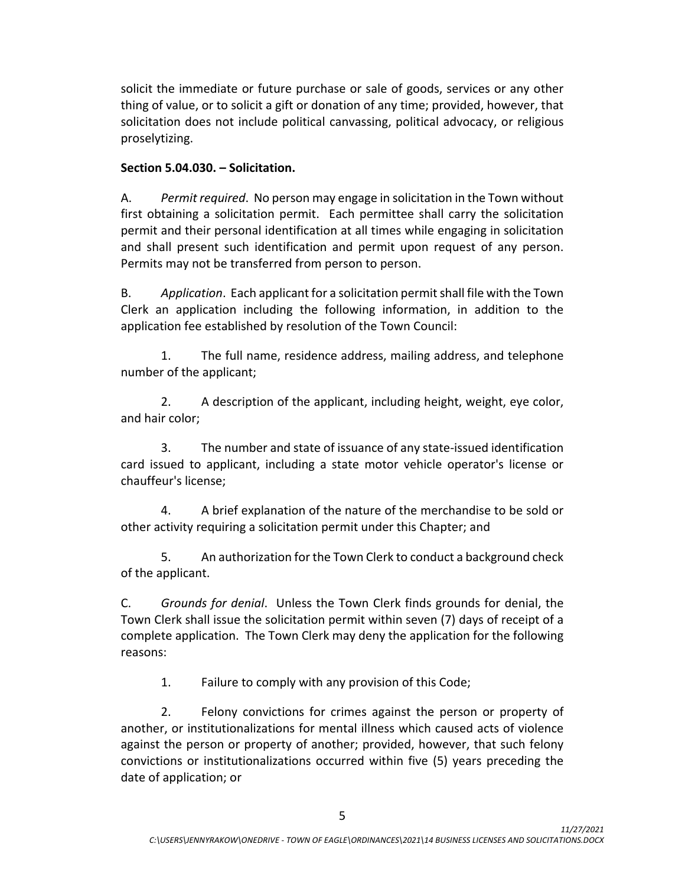solicit the immediate or future purchase or sale of goods, services or any other thing of value, or to solicit a gift or donation of any time; provided, however, that solicitation does not include political canvassing, political advocacy, or religious proselytizing.

**Section 5.04.030. – Solicitation.**

A. *Permit required*. No person may engage in solicitation in the Town without first obtaining a solicitation permit. Each permittee shall carry the solicitation permit and their personal identification at all times while engaging in solicitation and shall present such identification and permit upon request of any person. Permits may not be transferred from person to person.

B. *Application*. Each applicant for a solicitation permit shall file with the Town Clerk an application including the following information, in addition to the application fee established by resolution of the Town Council:

1. The full name, residence address, mailing address, and telephone number of the applicant;

2. A description of the applicant, including height, weight, eye color, and hair color;

3. The number and state of issuance of any state-issued identification card issued to applicant, including a state motor vehicle operator's license or chauffeur's license;

4. A brief explanation of the nature of the merchandise to be sold or other activity requiring a solicitation permit under this Chapter; and

5. An authorization for the Town Clerk to conduct a background check of the applicant.

C. *Grounds for denial*. Unless the Town Clerk finds grounds for denial, the Town Clerk shall issue the solicitation permit within seven (7) days of receipt of a complete application. The Town Clerk may deny the application for the following reasons:

1. Failure to comply with any provision of this Code;

2. Felony convictions for crimes against the person or property of another, or institutionalizations for mental illness which caused acts of violence against the person or property of another; provided, however, that such felony convictions or institutionalizations occurred within five (5) years preceding the date of application; or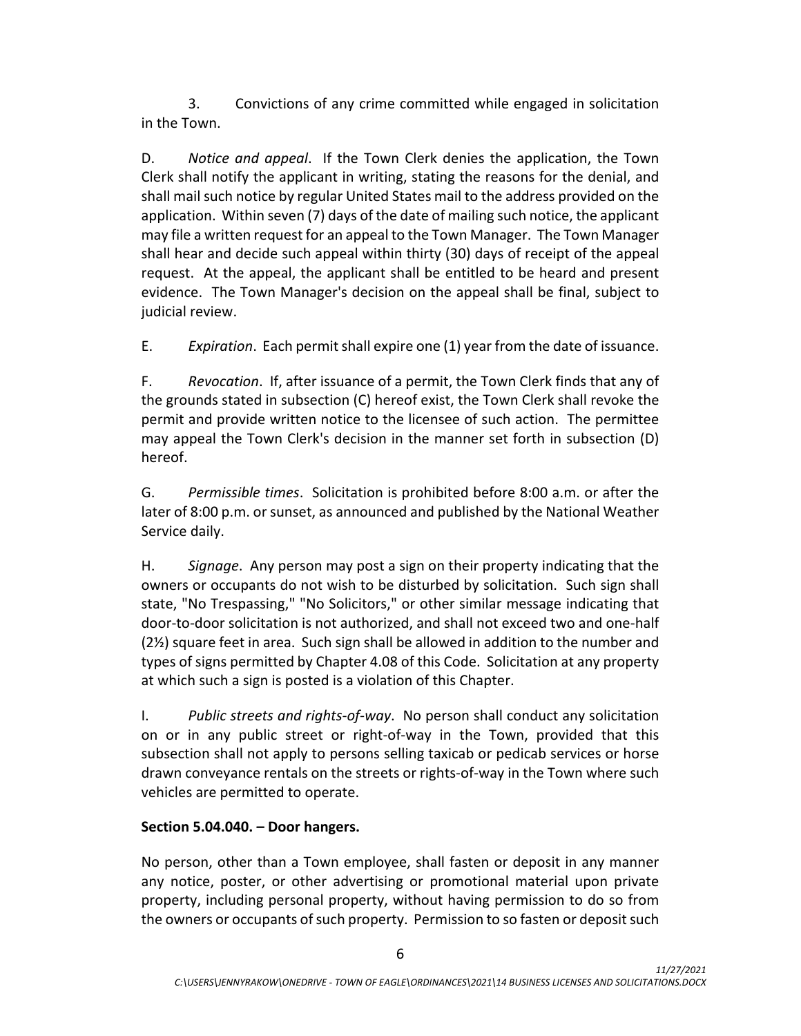3. Convictions of any crime committed while engaged in solicitation in the Town.

D. *Notice and appeal*. If the Town Clerk denies the application, the Town Clerk shall notify the applicant in writing, stating the reasons for the denial, and shall mail such notice by regular United States mail to the address provided on the application. Within seven (7) days of the date of mailing such notice, the applicant may file a written request for an appeal to the Town Manager. The Town Manager shall hear and decide such appeal within thirty (30) days of receipt of the appeal request. At the appeal, the applicant shall be entitled to be heard and present evidence. The Town Manager's decision on the appeal shall be final, subject to judicial review.

E. *Expiration*. Each permit shall expire one (1) year from the date of issuance.

F. *Revocation*. If, after issuance of a permit, the Town Clerk finds that any of the grounds stated in subsection (C) hereof exist, the Town Clerk shall revoke the permit and provide written notice to the licensee of such action. The permittee may appeal the Town Clerk's decision in the manner set forth in subsection (D) hereof.

G. *Permissible times*. Solicitation is prohibited before 8:00 a.m. or after the later of 8:00 p.m. or sunset, as announced and published by the National Weather Service daily.

H. *Signage*. Any person may post a sign on their property indicating that the owners or occupants do not wish to be disturbed by solicitation. Such sign shall state, "No Trespassing," "No Solicitors," or other similar message indicating that door-to-door solicitation is not authorized, and shall not exceed two and one-half (2½) square feet in area. Such sign shall be allowed in addition to the number and types of signs permitted by Chapter 4.08 of this Code. Solicitation at any property at which such a sign is posted is a violation of this Chapter.

I. *Public streets and rights-of-way*. No person shall conduct any solicitation on or in any public street or right-of-way in the Town, provided that this subsection shall not apply to persons selling taxicab or pedicab services or horse drawn conveyance rentals on the streets or rights-of-way in the Town where such vehicles are permitted to operate.

**Section 5.04.040. – Door hangers.**

No person, other than a Town employee, shall fasten or deposit in any manner any notice, poster, or other advertising or promotional material upon private property, including personal property, without having permission to do so from the owners or occupants of such property. Permission to so fasten or deposit such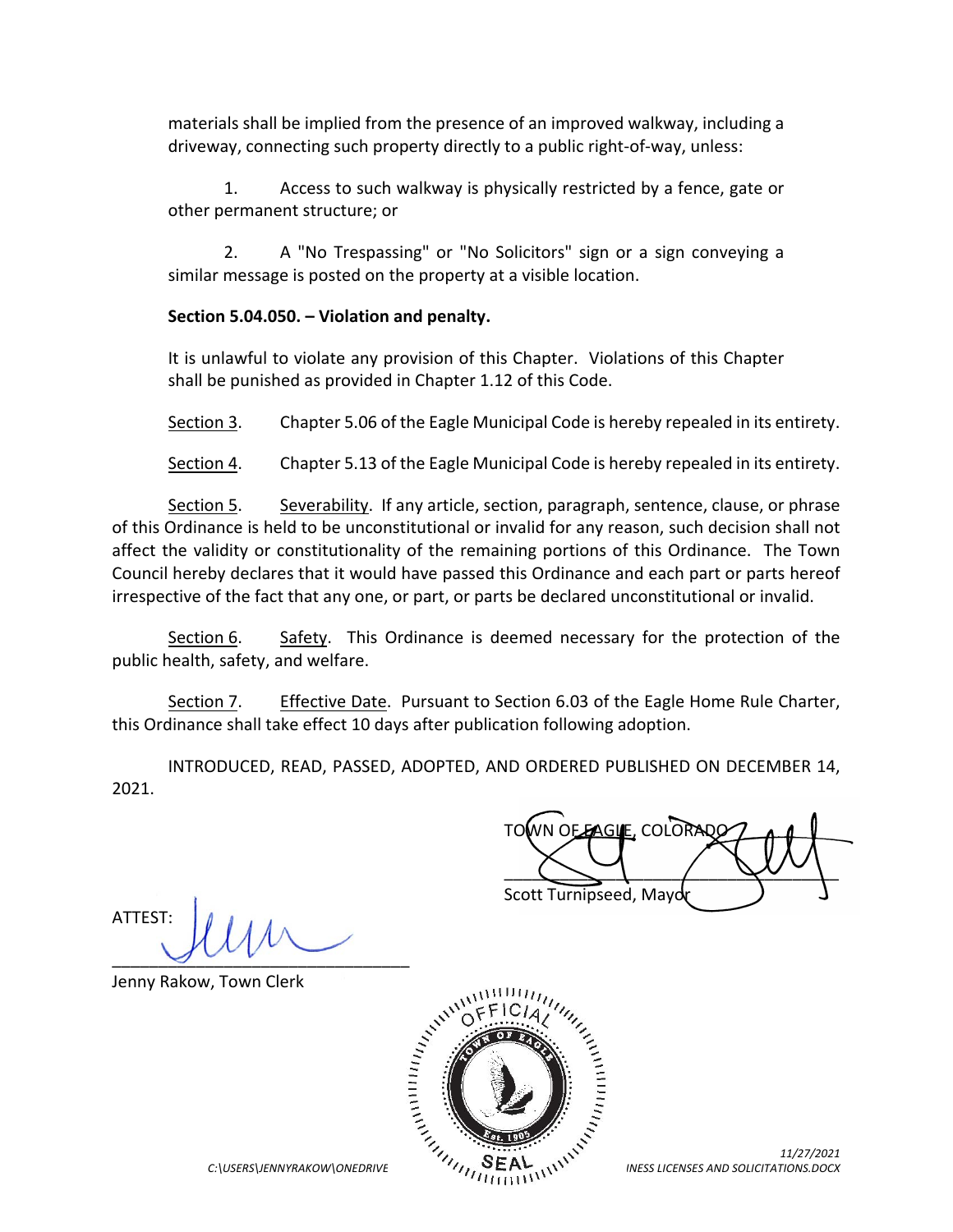materials shall be implied from the presence of an improved walkway, including a driveway, connecting such property directly to a public right-of-way, unless:

1. Access to such walkway is physically restricted by a fence, gate or other permanent structure; or

2. A "No Trespassing" or "No Solicitors" sign or a sign conveying a similar message is posted on the property at a visible location.

**Section 5.04.050. – Violation and penalty.**

It is unlawful to violate any provision of this Chapter. Violations of this Chapter shall be punished as provided in Chapter 1.12 of this Code.

Section 3. Chapter 5.06 of the Eagle Municipal Code is hereby repealed in its entirety.

Section 4. Chapter 5.13 of the Eagle Municipal Code is hereby repealed in its entirety.

Section 5. Severability. If any article, section, paragraph, sentence, clause, or phrase of this Ordinance is held to be unconstitutional or invalid for any reason, such decision shall not affect the validity or constitutionality of the remaining portions of this Ordinance. The Town Council hereby declares that it would have passed this Ordinance and each part or parts hereof irrespective of the fact that any one, or part, or parts be declared unconstitutional or invalid.

Section 6. Safety. This Ordinance is deemed necessary for the protection of the public health, safety, and welfare.

Section 7. Effective Date. Pursuant to Section 6.03 of the Eagle Home Rule Charter, this Ordinance shall take effect 10 days after publication following adoption.

INTRODUCED, READ, PASSED, ADOPTED, AND ORDERED PUBLISHED ON DECEMBER 14, 2021.

TOWN OF EAGLE, COLORADO

______________________________
Scott Turnipseed, Mayor

ATTEST:

______________________________
Jenny Rakow, Town Clerk

OFFICIAL TOWN OF EAGLE Est. 1905 SEAL

C:\USERS\JENNYRAKOW\ONEDRIVE ... INESS LICENSES AND SOLICITATIONS.DOCX 11/27/2021